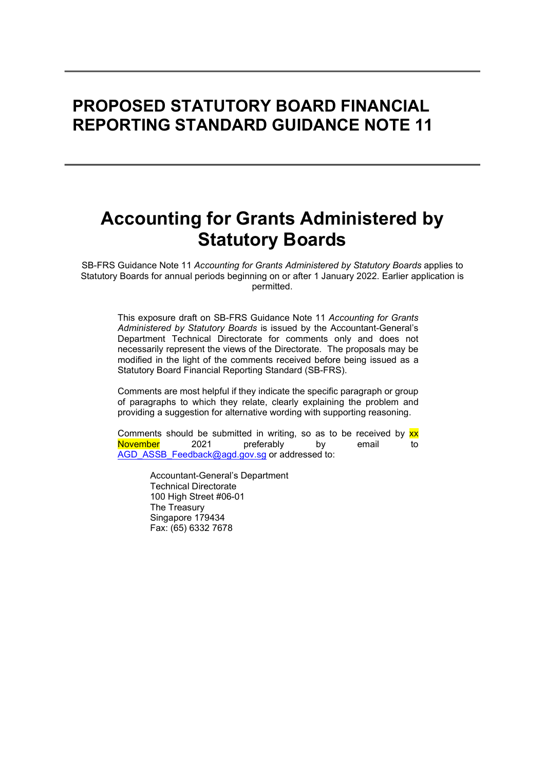# PROPOSED STATUTORY BOARD FINANCIAL REPORTING STANDARD GUIDANCE NOTE 11

# Accounting for Grants Administered by Statutory Boards

SB-FRS Guidance Note 11 *Accounting for Grants Administered by Statutory Boards* applies to Statutory Boards for annual periods beginning on or after 1 January 2022. Earlier application is permitted.

This exposure draft on SB-FRS Guidance Note 11 *Accounting for Grants Administered by Statutory Boards* is issued by the Accountant-General's Department Technical Directorate for comments only and does not necessarily represent the views of the Directorate. The proposals may be modified in the light of the comments received before being issued as a Statutory Board Financial Reporting Standard (SB-FRS).

Comments are most helpful if they indicate the specific paragraph or group of paragraphs to which they relate, clearly explaining the problem and providing a suggestion for alternative wording with supporting reasoning.

Comments should be submitted in writing, so as to be received by xx November 2021 preferably by email to AGD_ASSB_Feedback@agd.gov.sg or addressed to:

Accountant-General's Department
Technical Directorate
100 High Street #06-01
The Treasury
Singapore 179434
Fax: (65) 6332 7678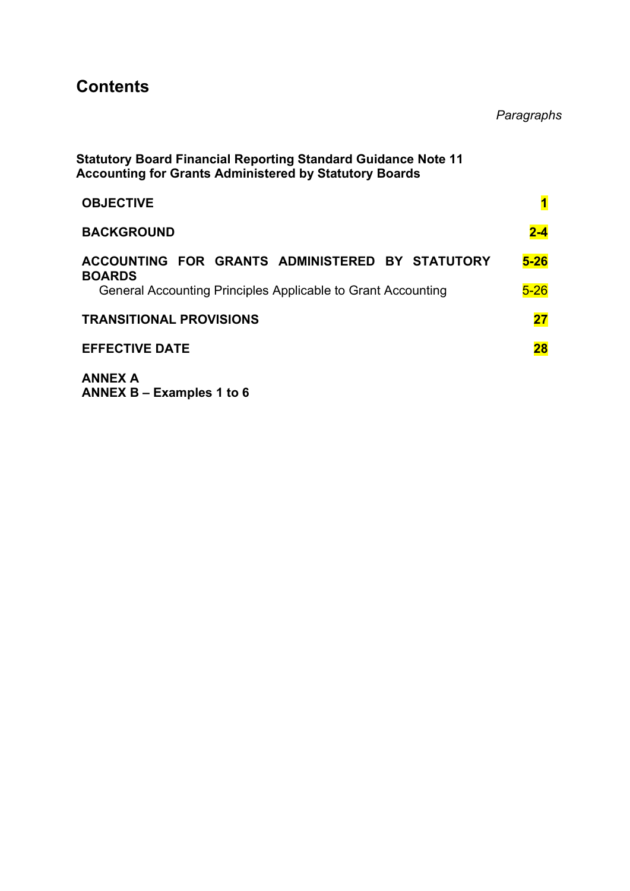# Contents

*Paragraphs*

**Statutory Board Financial Reporting Standard Guidance Note 11**
**Accounting for Grants Administered by Statutory Boards**

| | |
|---|---|
| **OBJECTIVE** | **1** |
| **BACKGROUND** | **2-4** |
| **ACCOUNTING FOR GRANTS ADMINISTERED BY STATUTORY BOARDS** | **5-26** |
| General Accounting Principles Applicable to Grant Accounting | 5-26 |
| **TRANSITIONAL PROVISIONS** | **27** |
| **EFFECTIVE DATE** | **28** |

**ANNEX A**
**ANNEX B – Examples 1 to 6**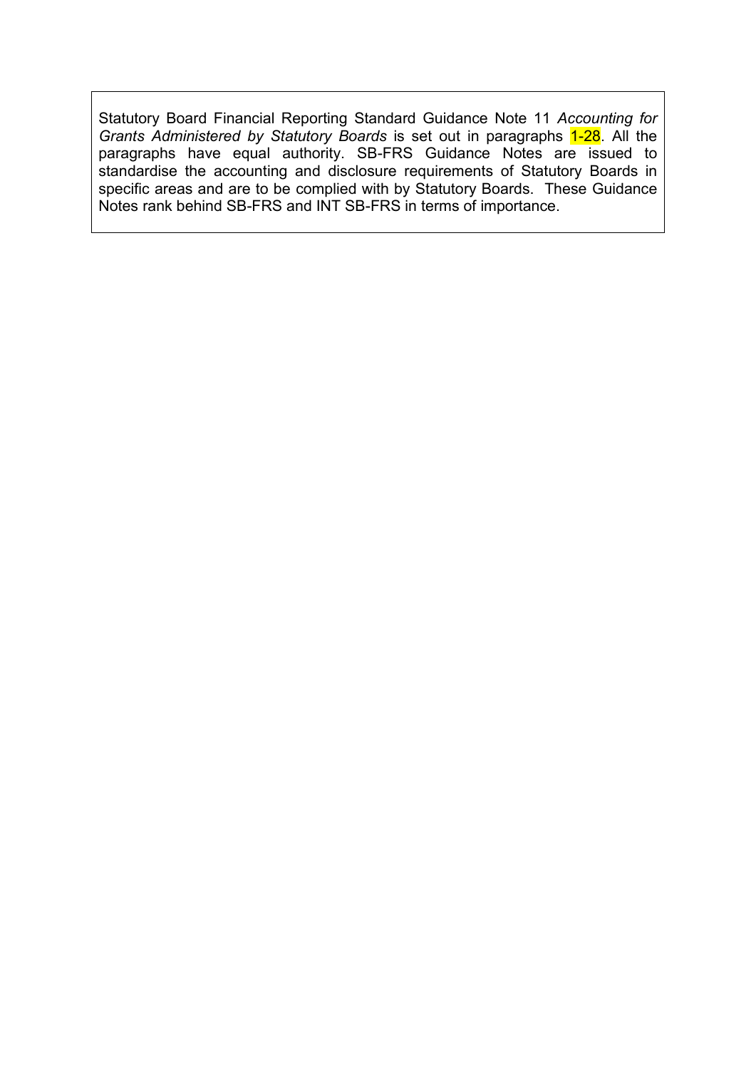Statutory Board Financial Reporting Standard Guidance Note 11 *Accounting for Grants Administered by Statutory Boards* is set out in paragraphs 1-28. All the paragraphs have equal authority. SB-FRS Guidance Notes are issued to standardise the accounting and disclosure requirements of Statutory Boards in specific areas and are to be complied with by Statutory Boards. These Guidance Notes rank behind SB-FRS and INT SB-FRS in terms of importance.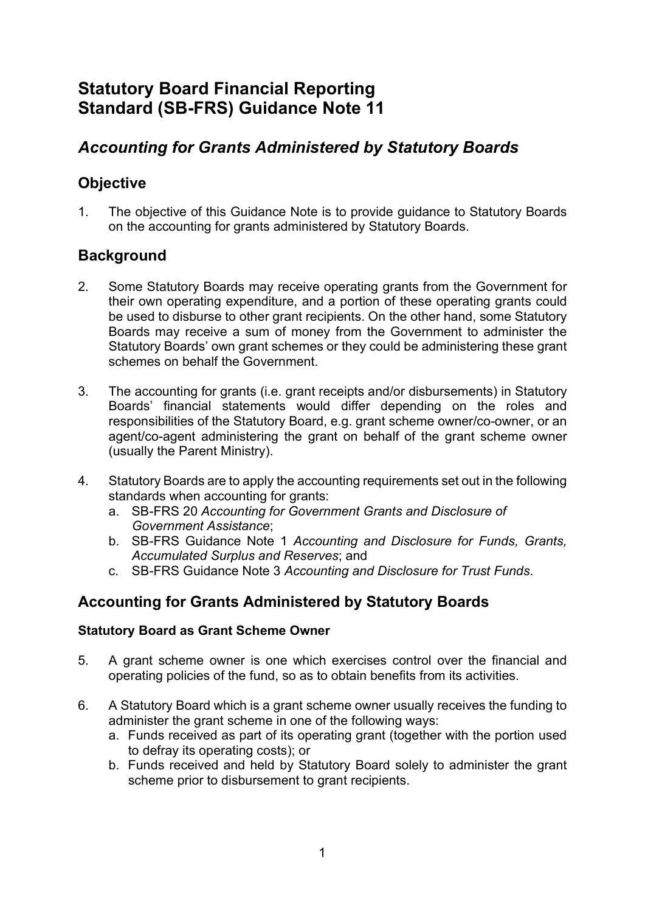# Statutory Board Financial Reporting Standard (SB-FRS) Guidance Note 11

## *Accounting for Grants Administered by Statutory Boards*

## Objective

1. The objective of this Guidance Note is to provide guidance to Statutory Boards on the accounting for grants administered by Statutory Boards.

## Background

2. Some Statutory Boards may receive operating grants from the Government for their own operating expenditure, and a portion of these operating grants could be used to disburse to other grant recipients. On the other hand, some Statutory Boards may receive a sum of money from the Government to administer the Statutory Boards' own grant schemes or they could be administering these grant schemes on behalf the Government.

3. The accounting for grants (i.e. grant receipts and/or disbursements) in Statutory Boards' financial statements would differ depending on the roles and responsibilities of the Statutory Board, e.g. grant scheme owner/co-owner, or an agent/co-agent administering the grant on behalf of the grant scheme owner (usually the Parent Ministry).

4. Statutory Boards are to apply the accounting requirements set out in the following standards when accounting for grants:
   a. SB-FRS 20 *Accounting for Government Grants and Disclosure of Government Assistance*;
   b. SB-FRS Guidance Note 1 *Accounting and Disclosure for Funds, Grants, Accumulated Surplus and Reserves*; and
   c. SB-FRS Guidance Note 3 *Accounting and Disclosure for Trust Funds*.

## Accounting for Grants Administered by Statutory Boards

### Statutory Board as Grant Scheme Owner

5. A grant scheme owner is one which exercises control over the financial and operating policies of the fund, so as to obtain benefits from its activities.

6. A Statutory Board which is a grant scheme owner usually receives the funding to administer the grant scheme in one of the following ways:
   a. Funds received as part of its operating grant (together with the portion used to defray its operating costs); or
   b. Funds received and held by Statutory Board solely to administer the grant scheme prior to disbursement to grant recipients.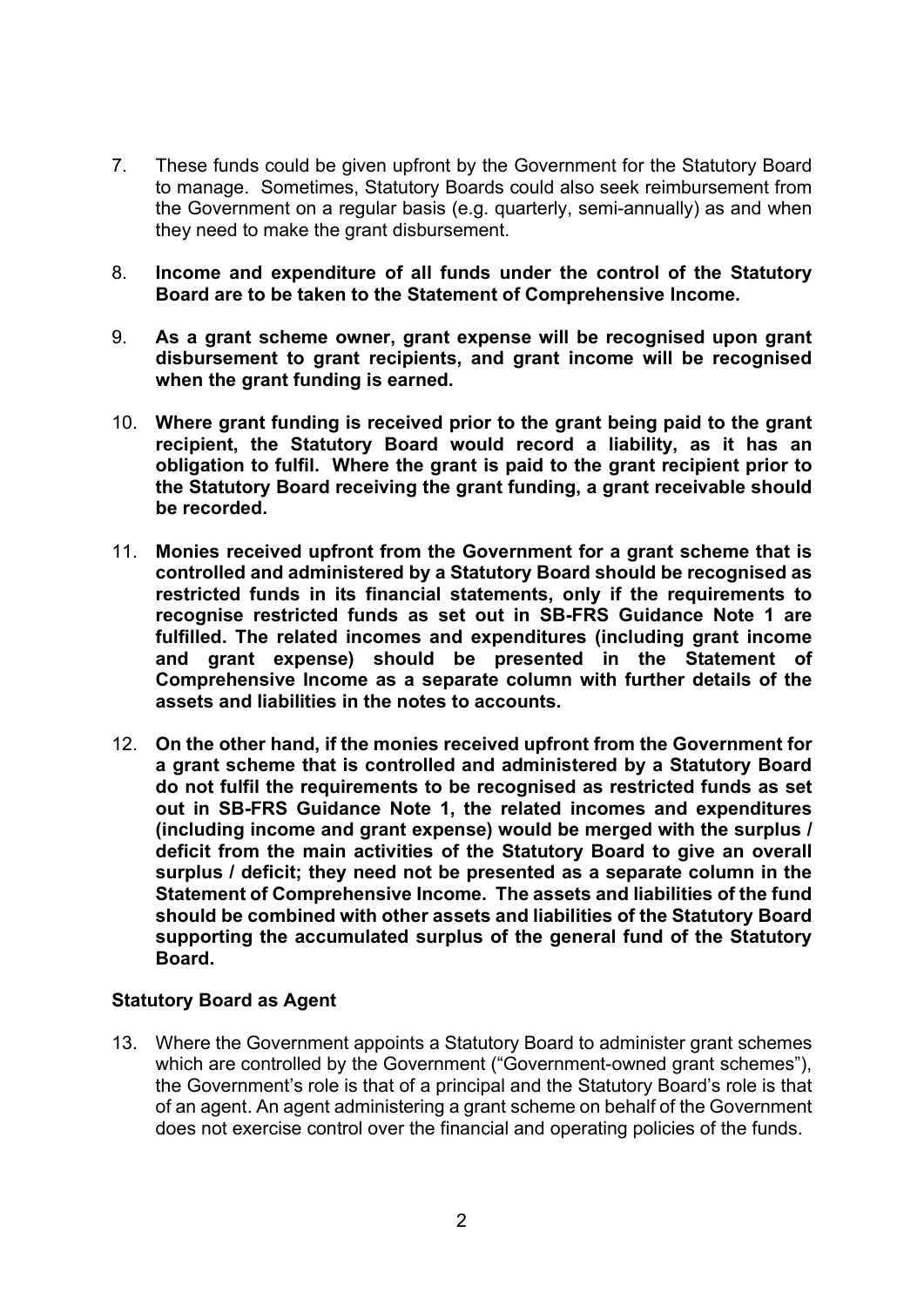7. These funds could be given upfront by the Government for the Statutory Board to manage. Sometimes, Statutory Boards could also seek reimbursement from the Government on a regular basis (e.g. quarterly, semi-annually) as and when they need to make the grant disbursement.

8. **Income and expenditure of all funds under the control of the Statutory Board are to be taken to the Statement of Comprehensive Income.**

9. **As a grant scheme owner, grant expense will be recognised upon grant disbursement to grant recipients, and grant income will be recognised when the grant funding is earned.**

10. **Where grant funding is received prior to the grant being paid to the grant recipient, the Statutory Board would record a liability, as it has an obligation to fulfil. Where the grant is paid to the grant recipient prior to the Statutory Board receiving the grant funding, a grant receivable should be recorded.**

11. **Monies received upfront from the Government for a grant scheme that is controlled and administered by a Statutory Board should be recognised as restricted funds in its financial statements, only if the requirements to recognise restricted funds as set out in SB-FRS Guidance Note 1 are fulfilled. The related incomes and expenditures (including grant income and grant expense) should be presented in the Statement of Comprehensive Income as a separate column with further details of the assets and liabilities in the notes to accounts.**

12. **On the other hand, if the monies received upfront from the Government for a grant scheme that is controlled and administered by a Statutory Board do not fulfil the requirements to be recognised as restricted funds as set out in SB-FRS Guidance Note 1, the related incomes and expenditures (including income and grant expense) would be merged with the surplus / deficit from the main activities of the Statutory Board to give an overall surplus / deficit; they need not be presented as a separate column in the Statement of Comprehensive Income. The assets and liabilities of the fund should be combined with other assets and liabilities of the Statutory Board supporting the accumulated surplus of the general fund of the Statutory Board.**

**Statutory Board as Agent**

13. Where the Government appoints a Statutory Board to administer grant schemes which are controlled by the Government ("Government-owned grant schemes"), the Government's role is that of a principal and the Statutory Board's role is that of an agent. An agent administering a grant scheme on behalf of the Government does not exercise control over the financial and operating policies of the funds.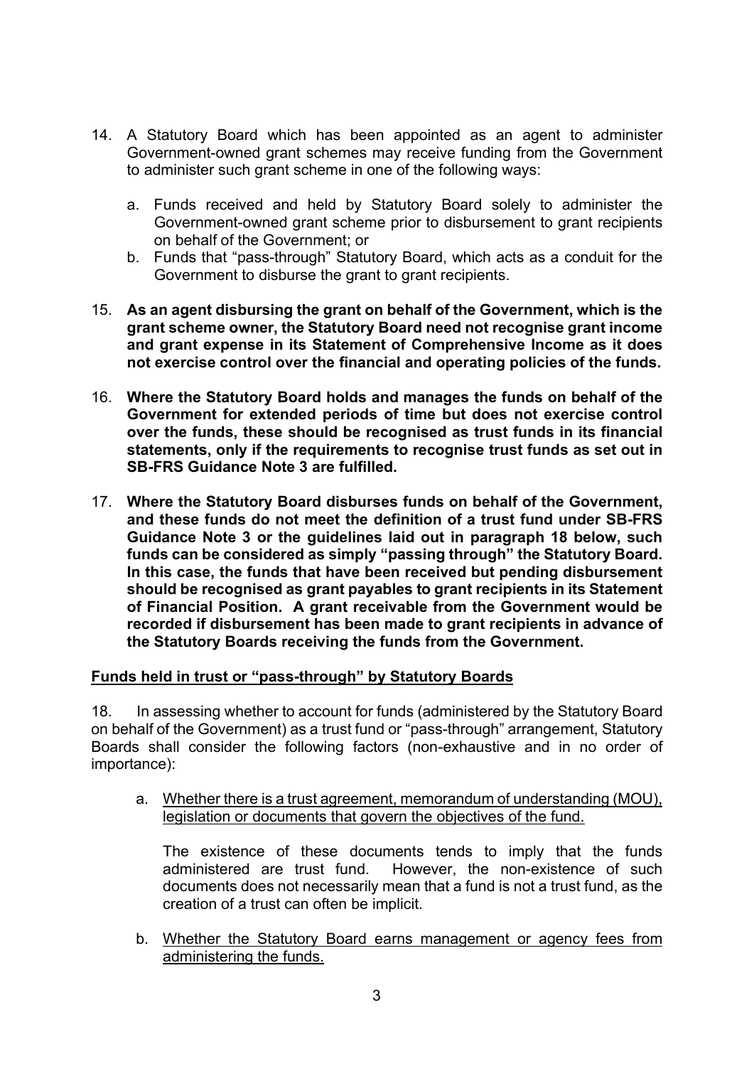14. A Statutory Board which has been appointed as an agent to administer Government-owned grant schemes may receive funding from the Government to administer such grant scheme in one of the following ways:

    a. Funds received and held by Statutory Board solely to administer the Government-owned grant scheme prior to disbursement to grant recipients on behalf of the Government; or
    b. Funds that "pass-through" Statutory Board, which acts as a conduit for the Government to disburse the grant to grant recipients.

15. **As an agent disbursing the grant on behalf of the Government, which is the grant scheme owner, the Statutory Board need not recognise grant income and grant expense in its Statement of Comprehensive Income as it does not exercise control over the financial and operating policies of the funds.**

16. **Where the Statutory Board holds and manages the funds on behalf of the Government for extended periods of time but does not exercise control over the funds, these should be recognised as trust funds in its financial statements, only if the requirements to recognise trust funds as set out in SB-FRS Guidance Note 3 are fulfilled.**

17. **Where the Statutory Board disburses funds on behalf of the Government, and these funds do not meet the definition of a trust fund under SB-FRS Guidance Note 3 or the guidelines laid out in paragraph 18 below, such funds can be considered as simply "passing through" the Statutory Board. In this case, the funds that have been received but pending disbursement should be recognised as grant payables to grant recipients in its Statement of Financial Position. A grant receivable from the Government would be recorded if disbursement has been made to grant recipients in advance of the Statutory Boards receiving the funds from the Government.**

## Funds held in trust or "pass-through" by Statutory Boards

18. In assessing whether to account for funds (administered by the Statutory Board on behalf of the Government) as a trust fund or "pass-through" arrangement, Statutory Boards shall consider the following factors (non-exhaustive and in no order of importance):

    a. Whether there is a trust agreement, memorandum of understanding (MOU), legislation or documents that govern the objectives of the fund.

       The existence of these documents tends to imply that the funds administered are trust fund. However, the non-existence of such documents does not necessarily mean that a fund is not a trust fund, as the creation of a trust can often be implicit.

    b. Whether the Statutory Board earns management or agency fees from administering the funds.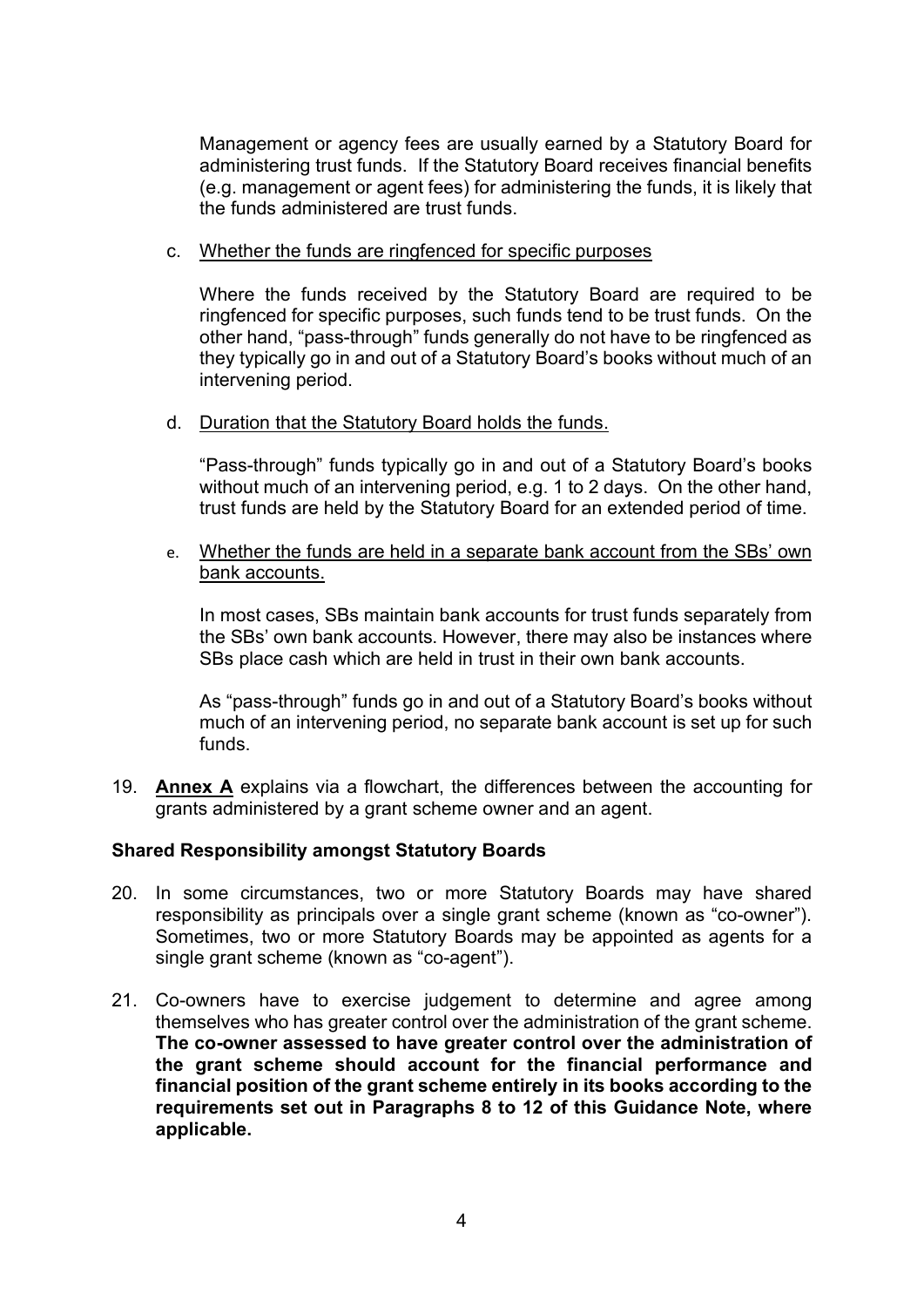Management or agency fees are usually earned by a Statutory Board for administering trust funds. If the Statutory Board receives financial benefits (e.g. management or agent fees) for administering the funds, it is likely that the funds administered are trust funds.

c. Whether the funds are ringfenced for specific purposes

Where the funds received by the Statutory Board are required to be ringfenced for specific purposes, such funds tend to be trust funds. On the other hand, "pass-through" funds generally do not have to be ringfenced as they typically go in and out of a Statutory Board's books without much of an intervening period.

d. Duration that the Statutory Board holds the funds.

"Pass-through" funds typically go in and out of a Statutory Board's books without much of an intervening period, e.g. 1 to 2 days. On the other hand, trust funds are held by the Statutory Board for an extended period of time.

e. Whether the funds are held in a separate bank account from the SBs' own bank accounts.

In most cases, SBs maintain bank accounts for trust funds separately from the SBs' own bank accounts. However, there may also be instances where SBs place cash which are held in trust in their own bank accounts.

As "pass-through" funds go in and out of a Statutory Board's books without much of an intervening period, no separate bank account is set up for such funds.

19. **Annex A** explains via a flowchart, the differences between the accounting for grants administered by a grant scheme owner and an agent.

**Shared Responsibility amongst Statutory Boards**

20. In some circumstances, two or more Statutory Boards may have shared responsibility as principals over a single grant scheme (known as "co-owner"). Sometimes, two or more Statutory Boards may be appointed as agents for a single grant scheme (known as "co-agent").

21. Co-owners have to exercise judgement to determine and agree among themselves who has greater control over the administration of the grant scheme. **The co-owner assessed to have greater control over the administration of the grant scheme should account for the financial performance and financial position of the grant scheme entirely in its books according to the requirements set out in Paragraphs 8 to 12 of this Guidance Note, where applicable.**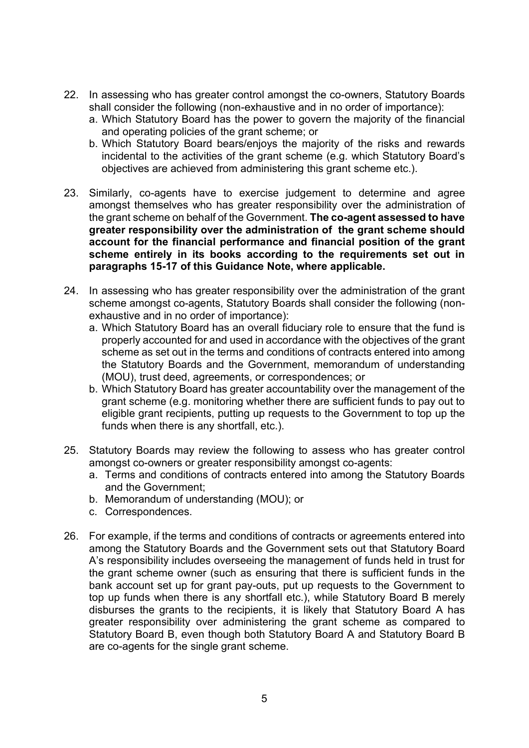22. In assessing who has greater control amongst the co-owners, Statutory Boards shall consider the following (non-exhaustive and in no order of importance):
    a. Which Statutory Board has the power to govern the majority of the financial and operating policies of the grant scheme; or
    b. Which Statutory Board bears/enjoys the majority of the risks and rewards incidental to the activities of the grant scheme (e.g. which Statutory Board's objectives are achieved from administering this grant scheme etc.).

23. Similarly, co-agents have to exercise judgement to determine and agree amongst themselves who has greater responsibility over the administration of the grant scheme on behalf of the Government. **The co-agent assessed to have greater responsibility over the administration of the grant scheme should account for the financial performance and financial position of the grant scheme entirely in its books according to the requirements set out in paragraphs 15-17 of this Guidance Note, where applicable.**

24. In assessing who has greater responsibility over the administration of the grant scheme amongst co-agents, Statutory Boards shall consider the following (non-exhaustive and in no order of importance):
    a. Which Statutory Board has an overall fiduciary role to ensure that the fund is properly accounted for and used in accordance with the objectives of the grant scheme as set out in the terms and conditions of contracts entered into among the Statutory Boards and the Government, memorandum of understanding (MOU), trust deed, agreements, or correspondences; or
    b. Which Statutory Board has greater accountability over the management of the grant scheme (e.g. monitoring whether there are sufficient funds to pay out to eligible grant recipients, putting up requests to the Government to top up the funds when there is any shortfall, etc.).

25. Statutory Boards may review the following to assess who has greater control amongst co-owners or greater responsibility amongst co-agents:
    a. Terms and conditions of contracts entered into among the Statutory Boards and the Government;
    b. Memorandum of understanding (MOU); or
    c. Correspondences.

26. For example, if the terms and conditions of contracts or agreements entered into among the Statutory Boards and the Government sets out that Statutory Board A's responsibility includes overseeing the management of funds held in trust for the grant scheme owner (such as ensuring that there is sufficient funds in the bank account set up for grant pay-outs, put up requests to the Government to top up funds when there is any shortfall etc.), while Statutory Board B merely disburses the grants to the recipients, it is likely that Statutory Board A has greater responsibility over administering the grant scheme as compared to Statutory Board B, even though both Statutory Board A and Statutory Board B are co-agents for the single grant scheme.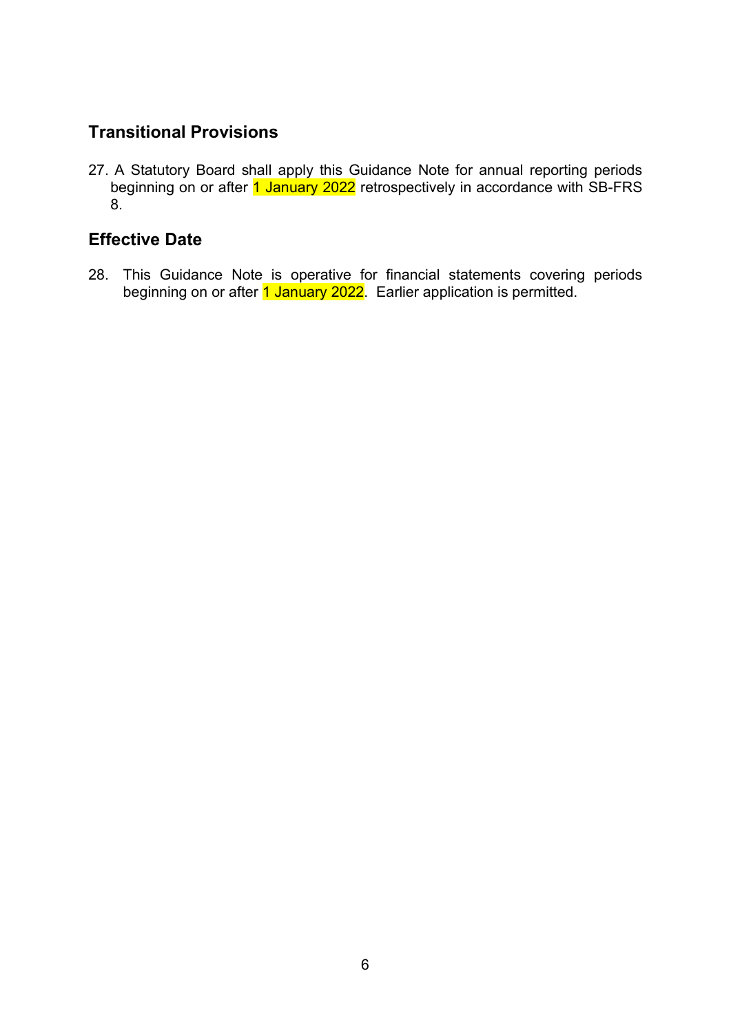## Transitional Provisions

27. A Statutory Board shall apply this Guidance Note for annual reporting periods beginning on or after 1 January 2022 retrospectively in accordance with SB-FRS 8.

## Effective Date

28. This Guidance Note is operative for financial statements covering periods beginning on or after 1 January 2022. Earlier application is permitted.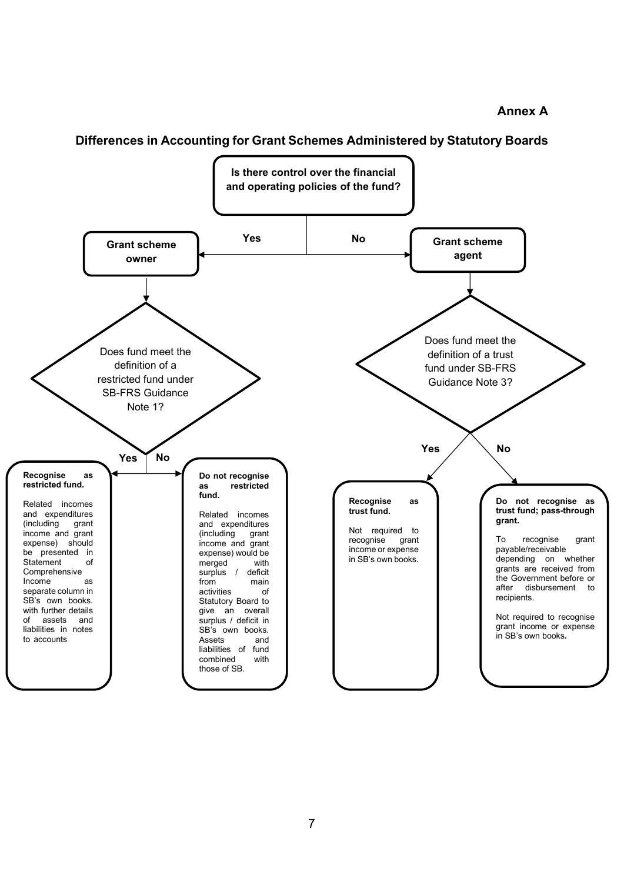**Annex A**

## Differences in Accounting for Grant Schemes Administered by Statutory Boards

**Is there control over the financial and operating policies of the fund?**

- **Yes** → **Grant scheme owner**
  - Does fund meet the definition of a restricted fund under SB-FRS Guidance Note 1?
    - **Yes** → **Recognise as restricted fund.**

      Related incomes and expenditures (including grant income and grant expense) should be presented in Statement of Comprehensive Income as separate column in SB's own books. with further details of assets and liabilities in notes to accounts

    - **No** → **Do not recognise as restricted fund.**

      Related incomes and expenditures (including grant income and grant expense) would be merged with surplus / deficit from main activities of Statutory Board to give an overall surplus / deficit in SB's own books. Assets and liabilities of fund combined with those of SB.

- **No** → **Grant scheme agent**
  - Does fund meet the definition of a trust fund under SB-FRS Guidance Note 3?
    - **Yes** → **Recognise as trust fund.**

      Not required to recognise grant income or expense in SB's own books.

    - **No** → **Do not recognise as trust fund; pass-through grant.**

      To recognise grant payable/receivable depending on whether grants are received from the Government before or after disbursement to recipients.

      Not required to recognise grant income or expense in SB's own books.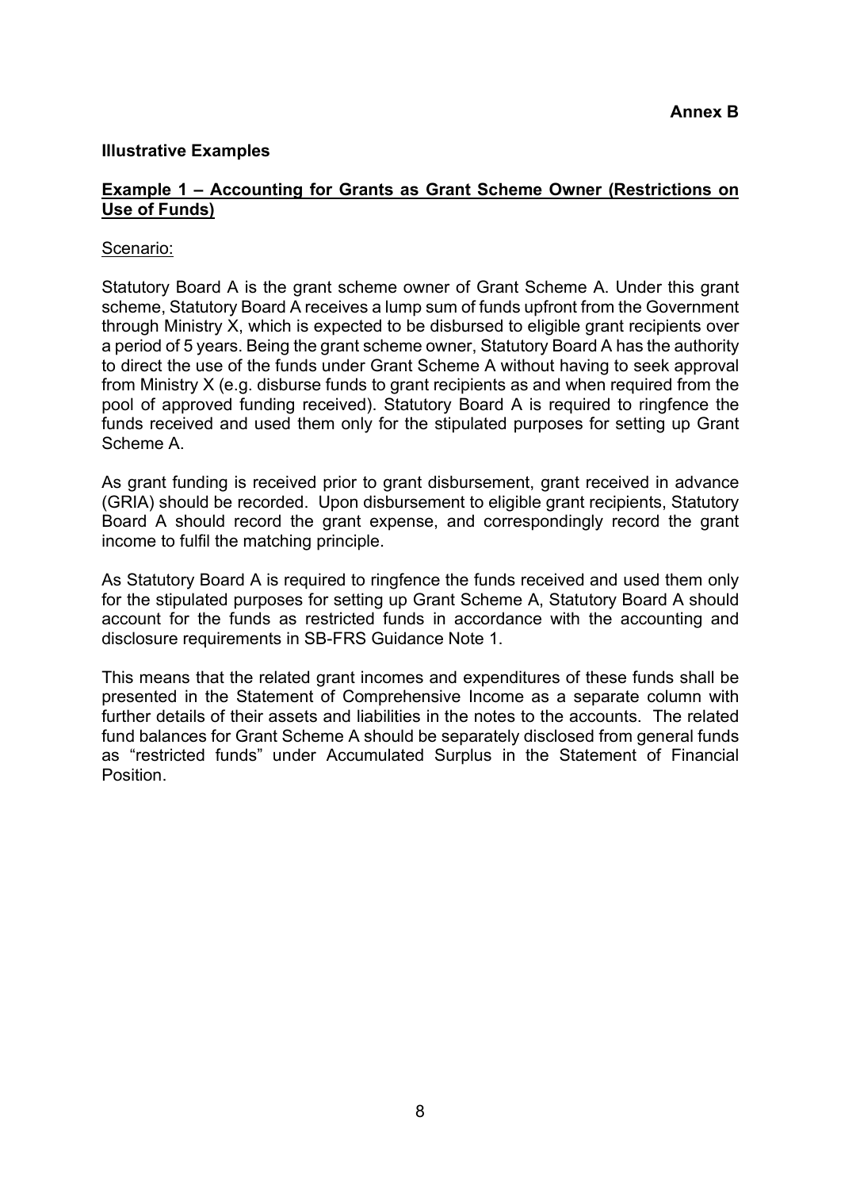**Annex B**

**Illustrative Examples**

**<u>Example 1 – Accounting for Grants as Grant Scheme Owner (Restrictions on Use of Funds)</u>**

<u>Scenario:</u>

Statutory Board A is the grant scheme owner of Grant Scheme A. Under this grant scheme, Statutory Board A receives a lump sum of funds upfront from the Government through Ministry X, which is expected to be disbursed to eligible grant recipients over a period of 5 years. Being the grant scheme owner, Statutory Board A has the authority to direct the use of the funds under Grant Scheme A without having to seek approval from Ministry X (e.g. disburse funds to grant recipients as and when required from the pool of approved funding received). Statutory Board A is required to ringfence the funds received and used them only for the stipulated purposes for setting up Grant Scheme A.

As grant funding is received prior to grant disbursement, grant received in advance (GRIA) should be recorded. Upon disbursement to eligible grant recipients, Statutory Board A should record the grant expense, and correspondingly record the grant income to fulfil the matching principle.

As Statutory Board A is required to ringfence the funds received and used them only for the stipulated purposes for setting up Grant Scheme A, Statutory Board A should account for the funds as restricted funds in accordance with the accounting and disclosure requirements in SB-FRS Guidance Note 1.

This means that the related grant incomes and expenditures of these funds shall be presented in the Statement of Comprehensive Income as a separate column with further details of their assets and liabilities in the notes to the accounts. The related fund balances for Grant Scheme A should be separately disclosed from general funds as "restricted funds" under Accumulated Surplus in the Statement of Financial Position.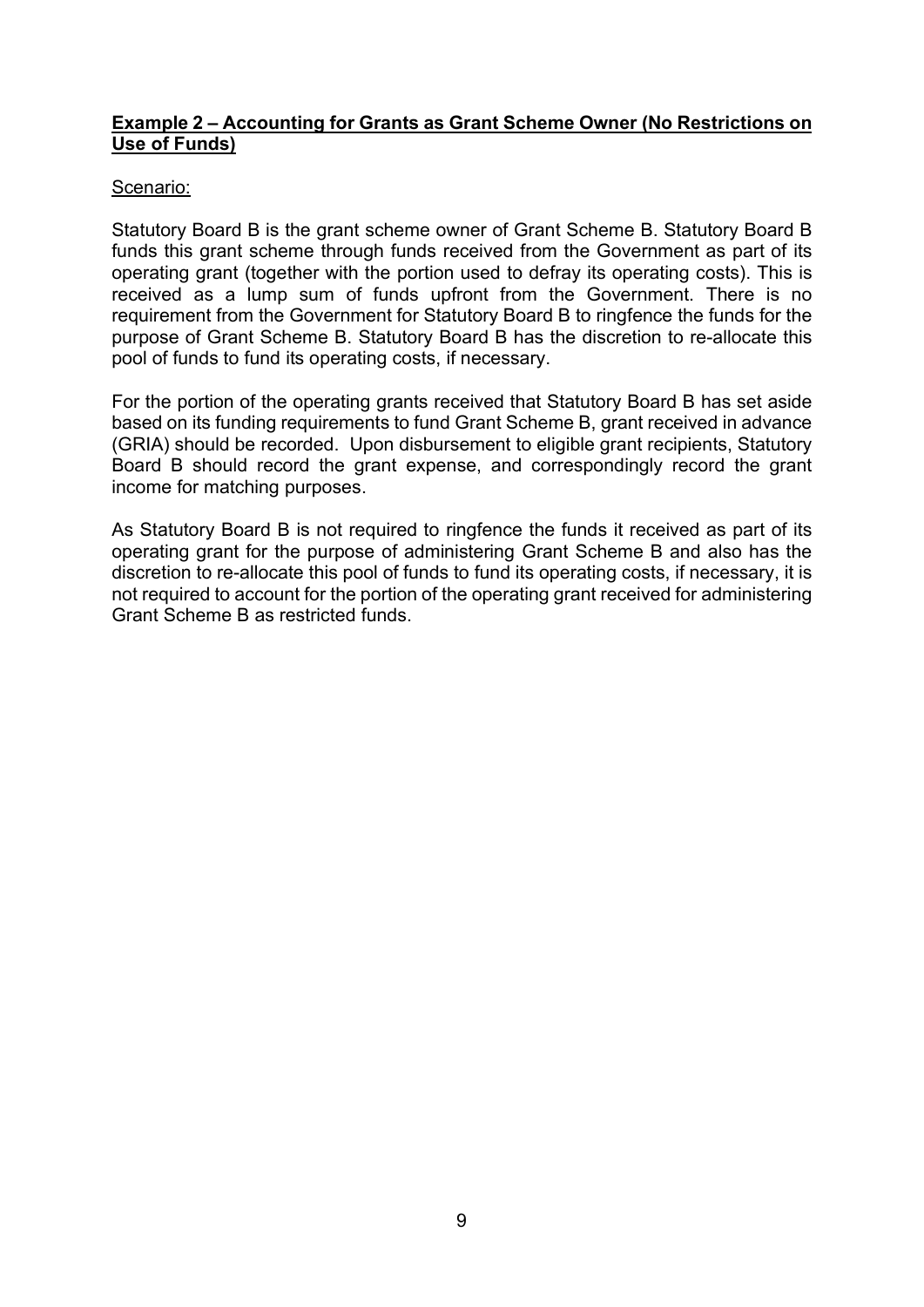**<u>Example 2 – Accounting for Grants as Grant Scheme Owner (No Restrictions on Use of Funds)</u>**

<u>Scenario:</u>

Statutory Board B is the grant scheme owner of Grant Scheme B. Statutory Board B funds this grant scheme through funds received from the Government as part of its operating grant (together with the portion used to defray its operating costs). This is received as a lump sum of funds upfront from the Government. There is no requirement from the Government for Statutory Board B to ringfence the funds for the purpose of Grant Scheme B. Statutory Board B has the discretion to re-allocate this pool of funds to fund its operating costs, if necessary.

For the portion of the operating grants received that Statutory Board B has set aside based on its funding requirements to fund Grant Scheme B, grant received in advance (GRIA) should be recorded. Upon disbursement to eligible grant recipients, Statutory Board B should record the grant expense, and correspondingly record the grant income for matching purposes.

As Statutory Board B is not required to ringfence the funds it received as part of its operating grant for the purpose of administering Grant Scheme B and also has the discretion to re-allocate this pool of funds to fund its operating costs, if necessary, it is not required to account for the portion of the operating grant received for administering Grant Scheme B as restricted funds.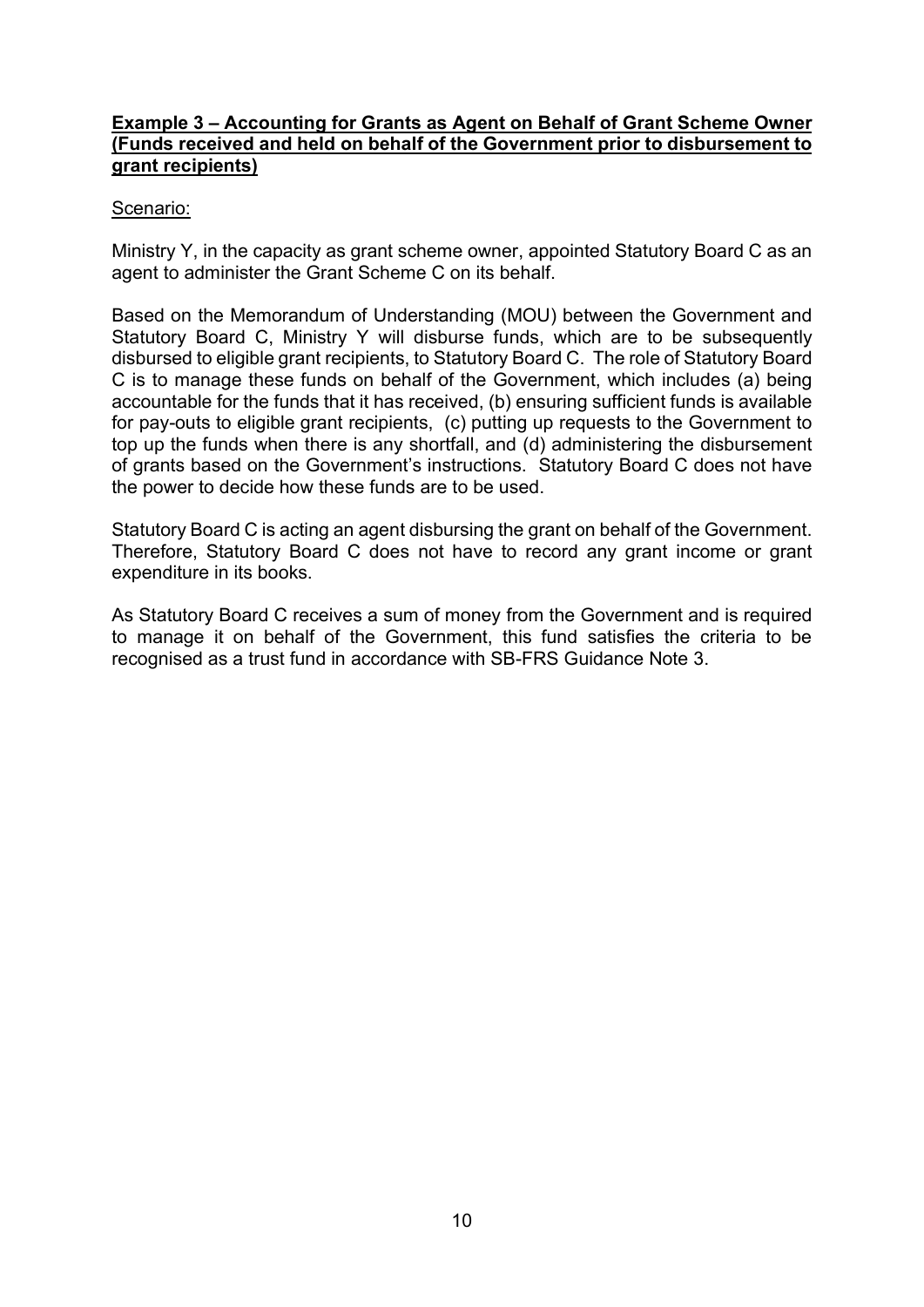**Example 3 – Accounting for Grants as Agent on Behalf of Grant Scheme Owner (Funds received and held on behalf of the Government prior to disbursement to grant recipients)**

Scenario:

Ministry Y, in the capacity as grant scheme owner, appointed Statutory Board C as an agent to administer the Grant Scheme C on its behalf.

Based on the Memorandum of Understanding (MOU) between the Government and Statutory Board C, Ministry Y will disburse funds, which are to be subsequently disbursed to eligible grant recipients, to Statutory Board C. The role of Statutory Board C is to manage these funds on behalf of the Government, which includes (a) being accountable for the funds that it has received, (b) ensuring sufficient funds is available for pay-outs to eligible grant recipients, (c) putting up requests to the Government to top up the funds when there is any shortfall, and (d) administering the disbursement of grants based on the Government's instructions. Statutory Board C does not have the power to decide how these funds are to be used.

Statutory Board C is acting an agent disbursing the grant on behalf of the Government. Therefore, Statutory Board C does not have to record any grant income or grant expenditure in its books.

As Statutory Board C receives a sum of money from the Government and is required to manage it on behalf of the Government, this fund satisfies the criteria to be recognised as a trust fund in accordance with SB-FRS Guidance Note 3.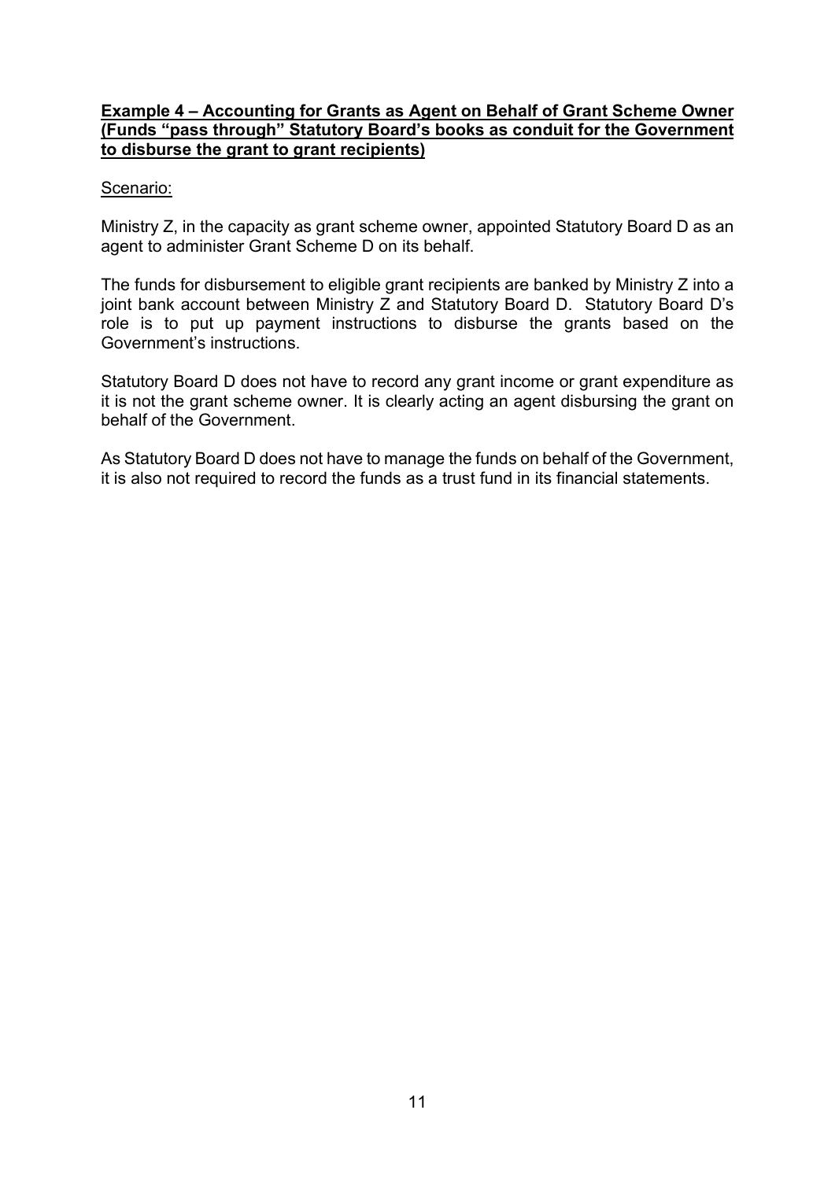**Example 4 – Accounting for Grants as Agent on Behalf of Grant Scheme Owner (Funds "pass through" Statutory Board's books as conduit for the Government to disburse the grant to grant recipients)**

Scenario:

Ministry Z, in the capacity as grant scheme owner, appointed Statutory Board D as an agent to administer Grant Scheme D on its behalf.

The funds for disbursement to eligible grant recipients are banked by Ministry Z into a joint bank account between Ministry Z and Statutory Board D. Statutory Board D's role is to put up payment instructions to disburse the grants based on the Government's instructions.

Statutory Board D does not have to record any grant income or grant expenditure as it is not the grant scheme owner. It is clearly acting an agent disbursing the grant on behalf of the Government.

As Statutory Board D does not have to manage the funds on behalf of the Government, it is also not required to record the funds as a trust fund in its financial statements.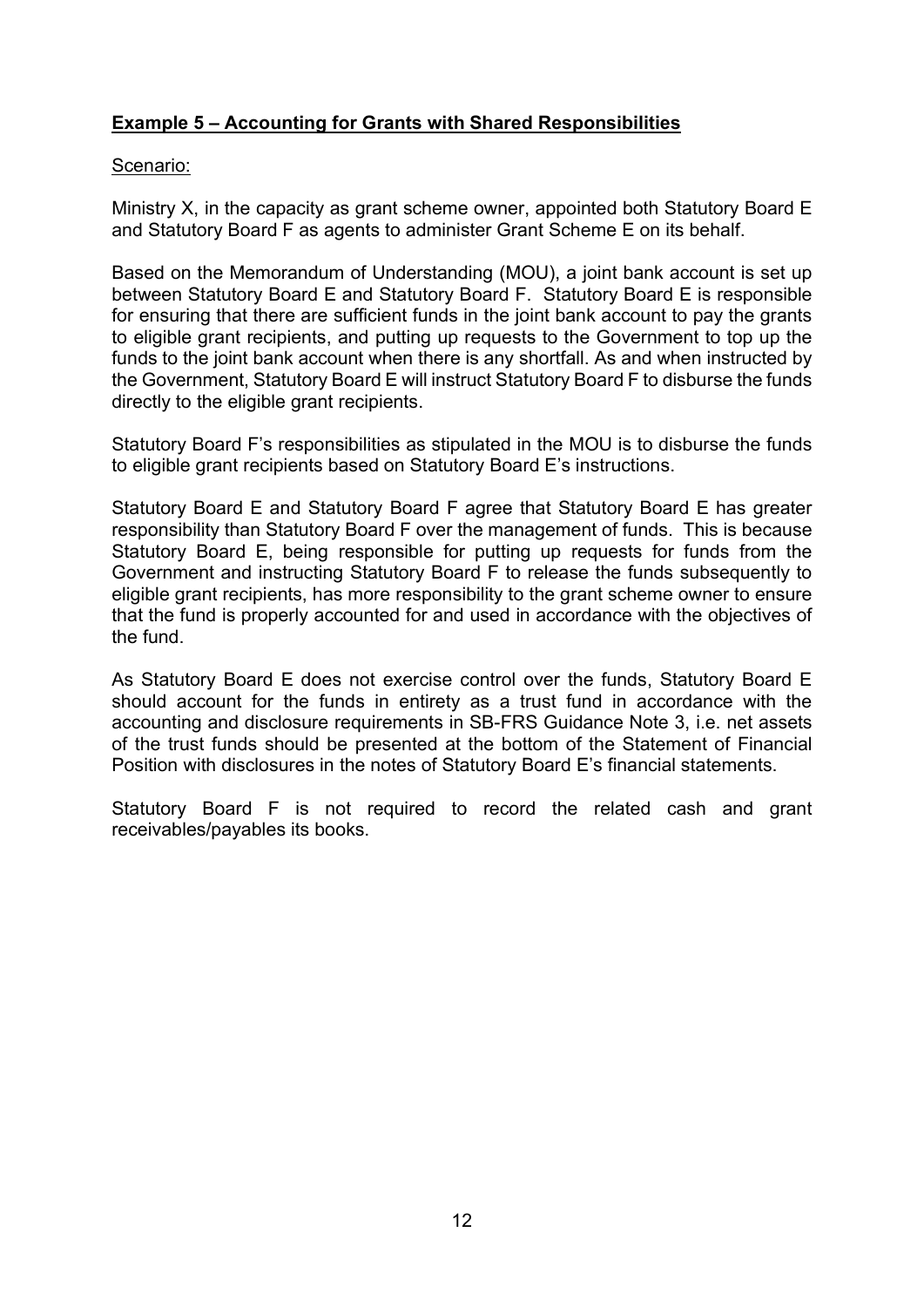**Example 5 – Accounting for Grants with Shared Responsibilities**

Scenario:

Ministry X, in the capacity as grant scheme owner, appointed both Statutory Board E and Statutory Board F as agents to administer Grant Scheme E on its behalf.

Based on the Memorandum of Understanding (MOU), a joint bank account is set up between Statutory Board E and Statutory Board F. Statutory Board E is responsible for ensuring that there are sufficient funds in the joint bank account to pay the grants to eligible grant recipients, and putting up requests to the Government to top up the funds to the joint bank account when there is any shortfall. As and when instructed by the Government, Statutory Board E will instruct Statutory Board F to disburse the funds directly to the eligible grant recipients.

Statutory Board F's responsibilities as stipulated in the MOU is to disburse the funds to eligible grant recipients based on Statutory Board E's instructions.

Statutory Board E and Statutory Board F agree that Statutory Board E has greater responsibility than Statutory Board F over the management of funds. This is because Statutory Board E, being responsible for putting up requests for funds from the Government and instructing Statutory Board F to release the funds subsequently to eligible grant recipients, has more responsibility to the grant scheme owner to ensure that the fund is properly accounted for and used in accordance with the objectives of the fund.

As Statutory Board E does not exercise control over the funds, Statutory Board E should account for the funds in entirety as a trust fund in accordance with the accounting and disclosure requirements in SB-FRS Guidance Note 3, i.e. net assets of the trust funds should be presented at the bottom of the Statement of Financial Position with disclosures in the notes of Statutory Board E's financial statements.

Statutory Board F is not required to record the related cash and grant receivables/payables its books.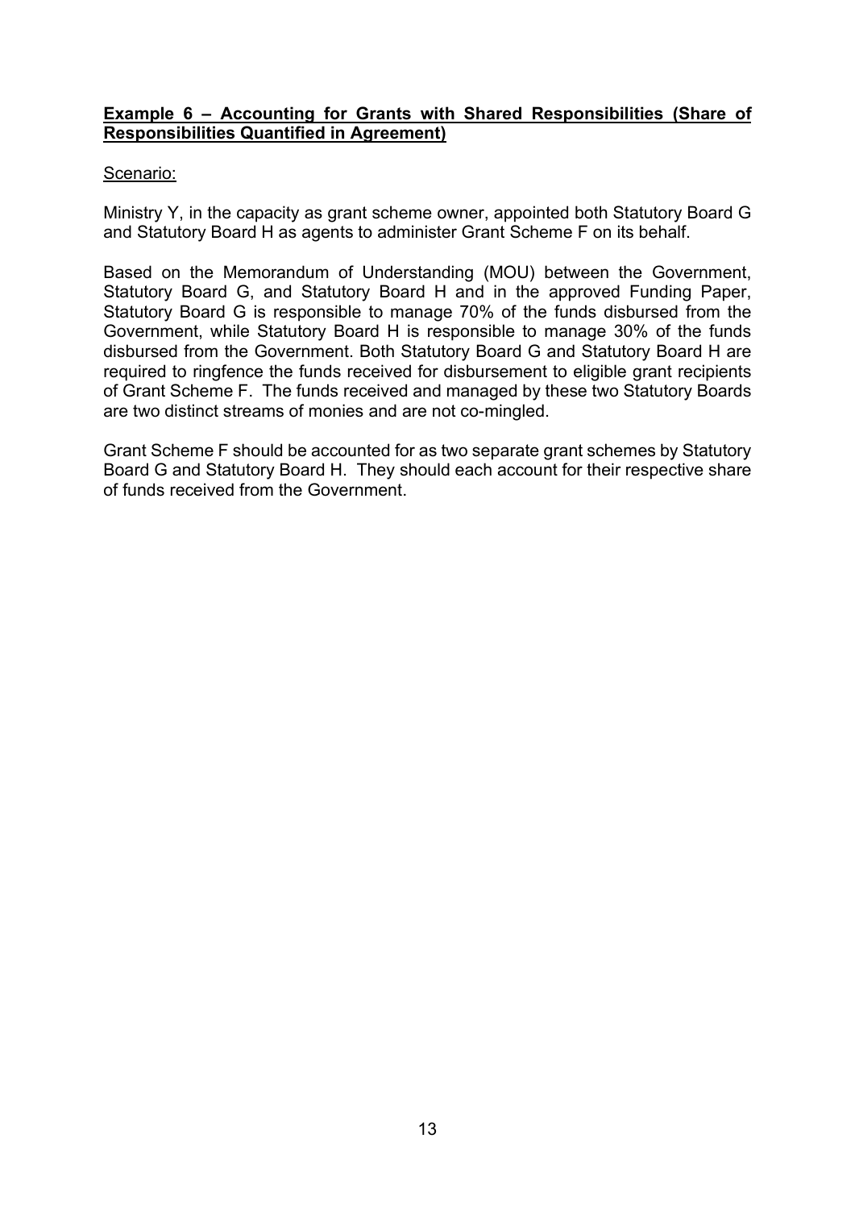**<u>Example 6 – Accounting for Grants with Shared Responsibilities (Share of Responsibilities Quantified in Agreement)</u>**

<u>Scenario:</u>

Ministry Y, in the capacity as grant scheme owner, appointed both Statutory Board G and Statutory Board H as agents to administer Grant Scheme F on its behalf.

Based on the Memorandum of Understanding (MOU) between the Government, Statutory Board G, and Statutory Board H and in the approved Funding Paper, Statutory Board G is responsible to manage 70% of the funds disbursed from the Government, while Statutory Board H is responsible to manage 30% of the funds disbursed from the Government. Both Statutory Board G and Statutory Board H are required to ringfence the funds received for disbursement to eligible grant recipients of Grant Scheme F. The funds received and managed by these two Statutory Boards are two distinct streams of monies and are not co-mingled.

Grant Scheme F should be accounted for as two separate grant schemes by Statutory Board G and Statutory Board H. They should each account for their respective share of funds received from the Government.